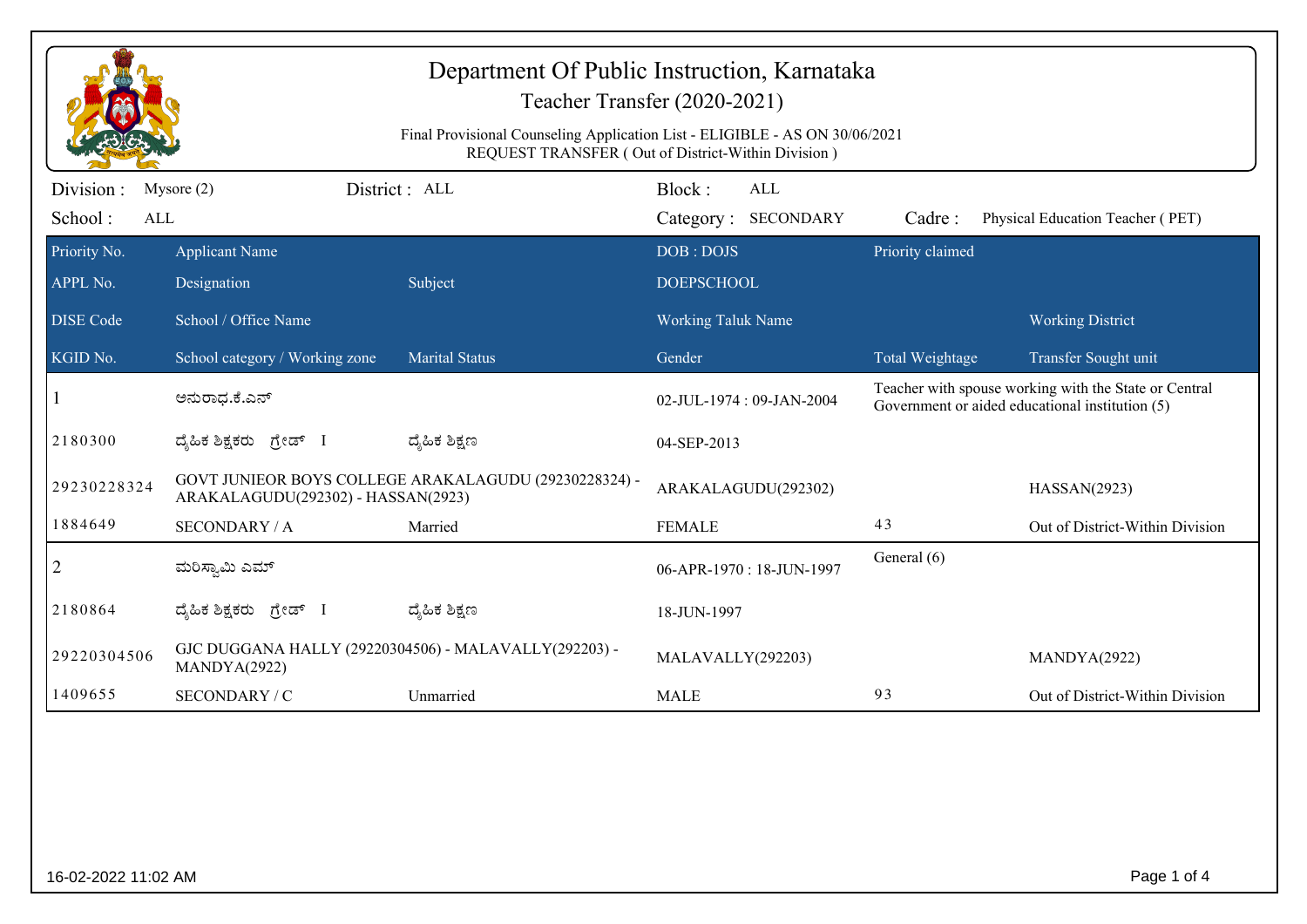# Department Of Public Instruction, Karnataka

## Teacher Transfer (2020-2021)

Final Provisional Counseling Application List - ELIGIBLE - AS ON 30/06/2021
REQUEST TRANSFER ( Out of District-Within Division )

| Division : Mysore (2) | District : ALL | Block : ALL | |
|---|---|---|---|
| School : ALL | | Category : SECONDARY | Cadre : Physical Education Teacher ( PET) |

| Priority No. | Applicant Name | | DOB : DOJS | Priority claimed | |
|---|---|---|---|---|---|
| APPL No. | Designation | Subject | DOEPSCHOOL | | |
| DISE Code | School / Office Name | | Working Taluk Name | | Working District |
| KGID No. | School category / Working zone | Marital Status | Gender | Total Weightage | Transfer Sought unit |
| 1 | ಅನುರಾಧ.ಕೆ.ಎನ್ | | 02-JUL-1974 : 09-JAN-2004 | Teacher with spouse working with the State or Central Government or aided educational institution (5) | |
| 2180300 | ದೈಹಿಕ ಶಿಕ್ಷಕರು ಗ್ರೇಡ್ I | ದೈಹಿಕ ಶಿಕ್ಷಣ | 04-SEP-2013 | | |
| 29230228324 | GOVT JUNIEOR BOYS COLLEGE ARAKALAGUDU (29230228324) - ARAKALAGUDU(292302) - HASSAN(2923) | | ARAKALAGUDU(292302) | | HASSAN(2923) |
| 1884649 | SECONDARY / A | Married | FEMALE | 43 | Out of District-Within Division |
| 2 | ಮರಿಸ್ವಾಮಿ ಎಮ್ | | 06-APR-1970 : 18-JUN-1997 | General (6) | |
| 2180864 | ದೈಹಿಕ ಶಿಕ್ಷಕರು ಗ್ರೇಡ್ I | ದೈಹಿಕ ಶಿಕ್ಷಣ | 18-JUN-1997 | | |
| 29220304506 | GJC DUGGANA HALLY (29220304506) - MALAVALLY(292203) - MANDYA(2922) | | MALAVALLY(292203) | | MANDYA(2922) |
| 1409655 | SECONDARY / C | Unmarried | MALE | 93 | Out of District-Within Division |

16-02-2022 11:02 AM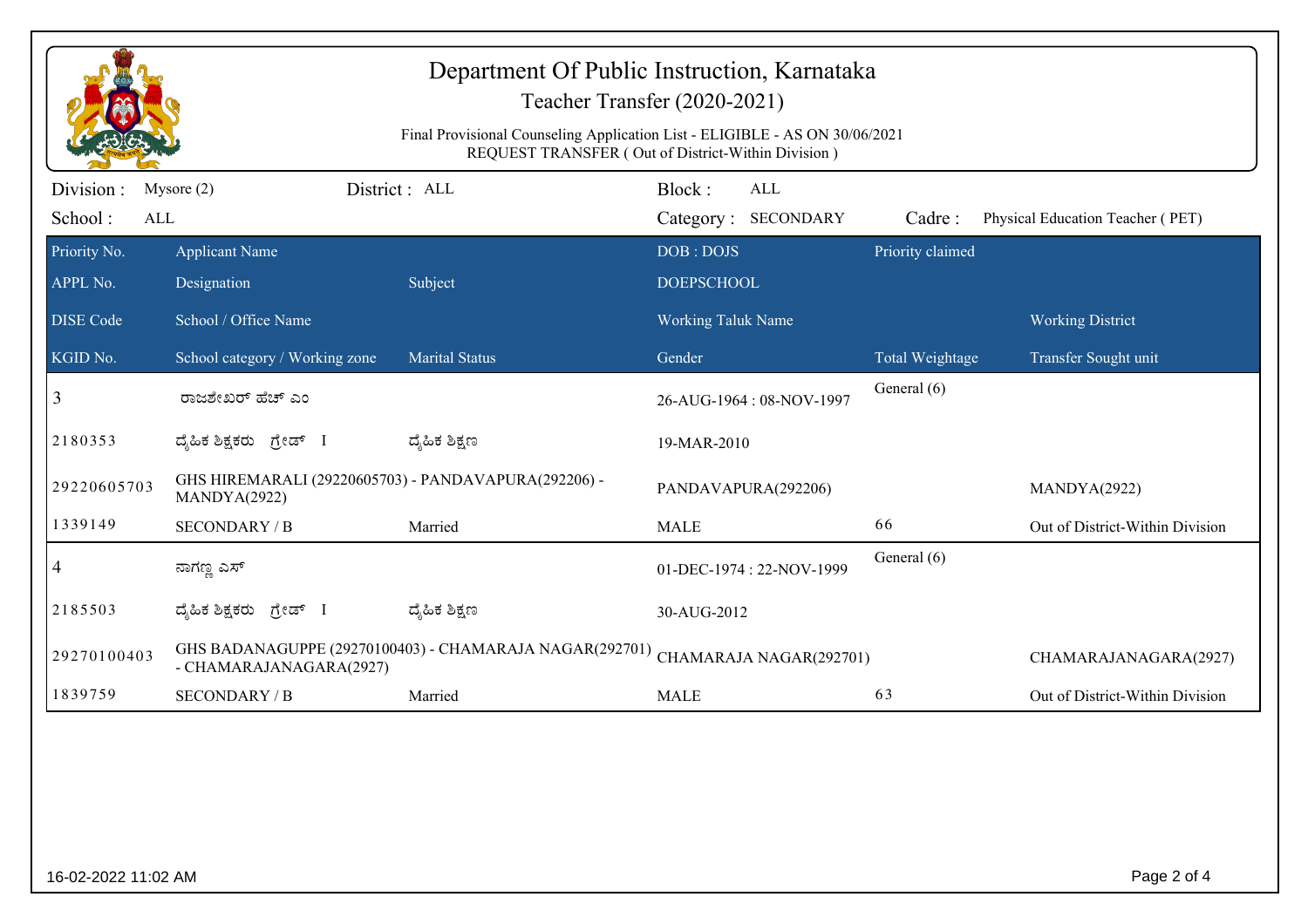# Department Of Public Instruction, Karnataka

## Teacher Transfer (2020-2021)

Final Provisional Counseling Application List - ELIGIBLE - AS ON 30/06/2021
REQUEST TRANSFER ( Out of District-Within Division )

Division : Mysore (2) District : ALL Block : ALL
School : ALL Category : SECONDARY Cadre : Physical Education Teacher ( PET)

| Priority No. / APPL No. / DISE Code / KGID No. | Applicant Name / Designation / School / Office Name / School category / Working zone | Subject / Marital Status | DOB : DOJS / DOEPSCHOOL / Working Taluk Name / Gender | Priority claimed / Total Weightage | Working District / Transfer Sought unit |
|---|---|---|---|---|---|
| 3 | ರಾಜಶೇಖರ್ ಹೆಚ್ ಎಂ | | 26-AUG-1964 : 08-NOV-1997 | General (6) | |
| 2180353 | ದೈಹಿಕ ಶಿಕ್ಷಕರು ಗ್ರೇಡ್ I | ದೈಹಿಕ ಶಿಕ್ಷಣ | 19-MAR-2010 | | |
| 29220605703 | GHS HIREMARALI (29220605703) - PANDAVAPURA(292206) - MANDYA(2922) | | PANDAVAPURA(292206) | | MANDYA(2922) |
| 1339149 | SECONDARY / B | Married | MALE | 66 | Out of District-Within Division |
| 4 | ನಾಗಣ್ಣ ಎಸ್ | | 01-DEC-1974 : 22-NOV-1999 | General (6) | |
| 2185503 | ದೈಹಿಕ ಶಿಕ್ಷಕರು ಗ್ರೇಡ್ I | ದೈಹಿಕ ಶಿಕ್ಷಣ | 30-AUG-2012 | | |
| 29270100403 | GHS BADANAGUPPE (29270100403) - CHAMARAJA NAGAR(292701) - CHAMARAJANAGARA(2927) | | CHAMARAJA NAGAR(292701) | | CHAMARAJANAGARA(2927) |
| 1839759 | SECONDARY / B | Married | MALE | 63 | Out of District-Within Division |

16-02-2022 11:02 AM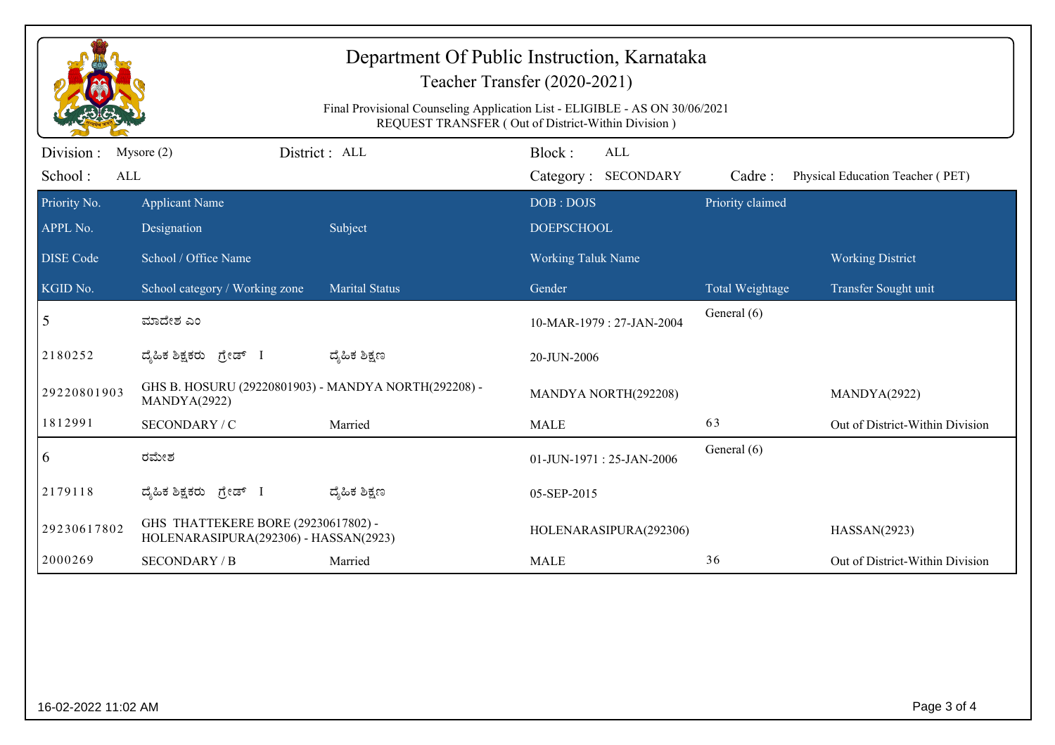# Department Of Public Instruction, Karnataka

Teacher Transfer (2020-2021)

Final Provisional Counseling Application List - ELIGIBLE - AS ON 30/06/2021
REQUEST TRANSFER ( Out of District-Within Division )

Division : Mysore (2) District : ALL Block : ALL
School : ALL Category : SECONDARY Cadre : Physical Education Teacher ( PET)

| Priority No. | Applicant Name | | DOB : DOJS | Priority claimed | |
|---|---|---|---|---|---|
| APPL No. | Designation | Subject | DOEPSCHOOL | | |
| DISE Code | School / Office Name | | Working Taluk Name | | Working District |
| KGID No. | School category / Working zone | Marital Status | Gender | Total Weightage | Transfer Sought unit |
| 5 | ಮಾದೇಶ ಎಂ | | 10-MAR-1979 : 27-JAN-2004 | General (6) | |
| 2180252 | ದೈಹಿಕ ಶಿಕ್ಷಕರು ಗ್ರೇಡ್ I | ದೈಹಿಕ ಶಿಕ್ಷಣ | 20-JUN-2006 | | |
| 29220801903 | GHS B. HOSURU (29220801903) - MANDYA NORTH(292208) - MANDYA(2922) | | MANDYA NORTH(292208) | | MANDYA(2922) |
| 1812991 | SECONDARY / C | Married | MALE | 63 | Out of District-Within Division |
| 6 | ರಮೇಶ | | 01-JUN-1971 : 25-JAN-2006 | General (6) | |
| 2179118 | ದೈಹಿಕ ಶಿಕ್ಷಕರು ಗ್ರೇಡ್ I | ದೈಹಿಕ ಶಿಕ್ಷಣ | 05-SEP-2015 | | |
| 29230617802 | GHS THATTEKERE BORE (29230617802) - HOLENARASIPURA(292306) - HASSAN(2923) | | HOLENARASIPURA(292306) | | HASSAN(2923) |
| 2000269 | SECONDARY / B | Married | MALE | 36 | Out of District-Within Division |

16-02-2022 11:02 AM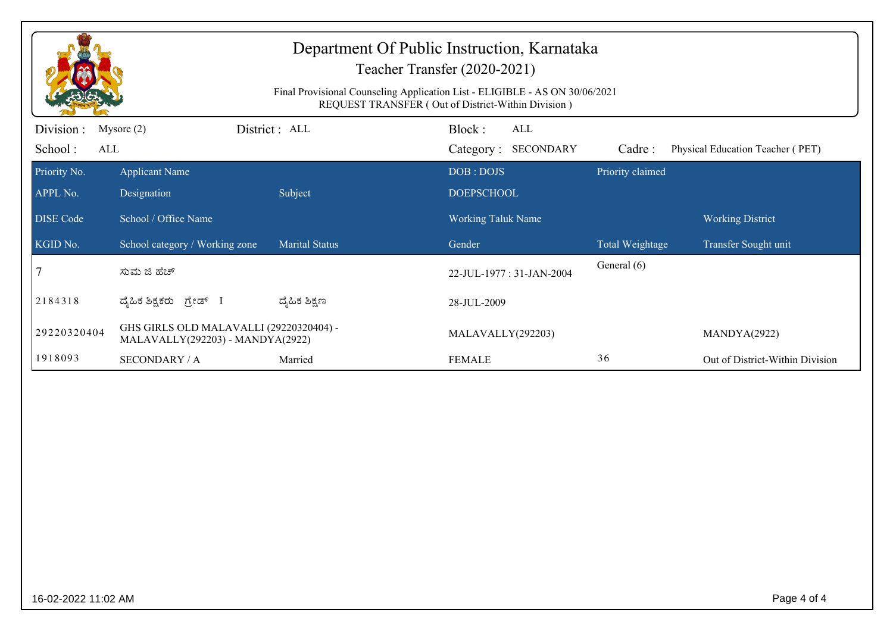# Department Of Public Instruction, Karnataka

## Teacher Transfer (2020-2021)

Final Provisional Counseling Application List - ELIGIBLE - AS ON 30/06/2021
REQUEST TRANSFER ( Out of District-Within Division )

Division : Mysore (2) District : ALL Block : ALL

School : ALL Category : SECONDARY Cadre : Physical Education Teacher ( PET)

| Priority No. / APPL No. / DISE Code / KGID No. | Applicant Name / Designation / School / Office Name / School category / Working zone | Subject / Marital Status | DOB : DOJS / DOEPSCHOOL / Working Taluk Name / Gender | Priority claimed / Total Weightage | Working District / Transfer Sought unit |
|---|---|---|---|---|---|
| 7 | ಸುಮ ಜಿ ಹೆಚ್ | | 22-JUL-1977 : 31-JAN-2004 | General (6) | |
| 2184318 | ದೈಹಿಕ ಶಿಕ್ಷಕರು ಗ್ರೇಡ್ I | ದೈಹಿಕ ಶಿಕ್ಷಣ | 28-JUL-2009 | | |
| 29220320404 | GHS GIRLS OLD MALAVALLI (29220320404) - MALAVALLY(292203) - MANDYA(2922) | | MALAVALLY(292203) | | MANDYA(2922) |
| 1918093 | SECONDARY / A | Married | FEMALE | 36 | Out of District-Within Division |

16-02-2022 11:02 AM